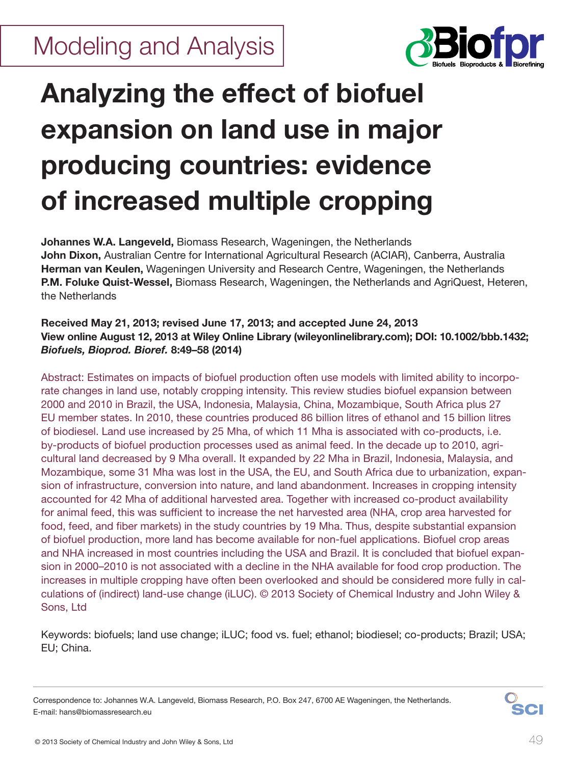Modeling and Analysis

# Analyzing the effect of biofuel expansion on land use in major producing countries: evidence of increased multiple cropping

**Johannes W.A. Langeveld,** Biomass Research, Wageningen, the Netherlands
**John Dixon,** Australian Centre for International Agricultural Research (ACIAR), Canberra, Australia
**Herman van Keulen,** Wageningen University and Research Centre, Wageningen, the Netherlands
**P.M. Foluke Quist-Wessel,** Biomass Research, Wageningen, the Netherlands and AgriQuest, Heteren, the Netherlands

**Received May 21, 2013; revised June 17, 2013; and accepted June 24, 2013**
**View online August 12, 2013 at Wiley Online Library (wileyonlinelibrary.com); DOI: 10.1002/bbb.1432;** ***Biofuels, Bioprod. Bioref.* 8:49–58 (2014)**

Abstract: Estimates on impacts of biofuel production often use models with limited ability to incorporate changes in land use, notably cropping intensity. This review studies biofuel expansion between 2000 and 2010 in Brazil, the USA, Indonesia, Malaysia, China, Mozambique, South Africa plus 27 EU member states. In 2010, these countries produced 86 billion litres of ethanol and 15 billion litres of biodiesel. Land use increased by 25 Mha, of which 11 Mha is associated with co-products, i.e. by-products of biofuel production processes used as animal feed. In the decade up to 2010, agricultural land decreased by 9 Mha overall. It expanded by 22 Mha in Brazil, Indonesia, Malaysia, and Mozambique, some 31 Mha was lost in the USA, the EU, and South Africa due to urbanization, expansion of infrastructure, conversion into nature, and land abandonment. Increases in cropping intensity accounted for 42 Mha of additional harvested area. Together with increased co-product availability for animal feed, this was sufficient to increase the net harvested area (NHA, crop area harvested for food, feed, and fiber markets) in the study countries by 19 Mha. Thus, despite substantial expansion of biofuel production, more land has become available for non-fuel applications. Biofuel crop areas and NHA increased in most countries including the USA and Brazil. It is concluded that biofuel expansion in 2000–2010 is not associated with a decline in the NHA available for food crop production. The increases in multiple cropping have often been overlooked and should be considered more fully in calculations of (indirect) land-use change (iLUC). © 2013 Society of Chemical Industry and John Wiley & Sons, Ltd

Keywords: biofuels; land use change; iLUC; food vs. fuel; ethanol; biodiesel; co-products; Brazil; USA; EU; China.

Correspondence to: Johannes W.A. Langeveld, Biomass Research, P.O. Box 247, 6700 AE Wageningen, the Netherlands.
E-mail: hans@biomassresearch.eu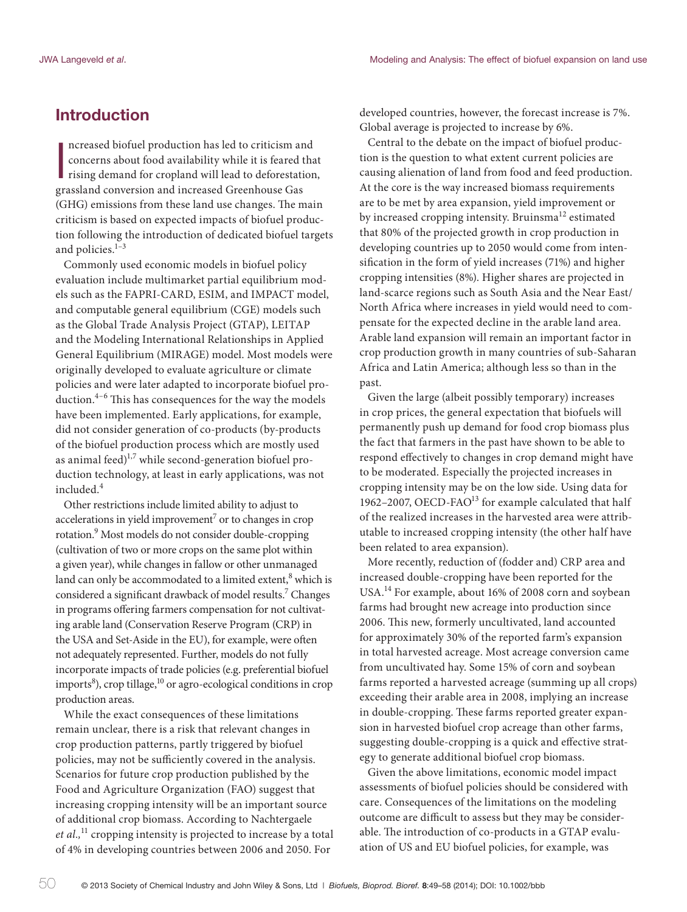## Introduction

Increased biofuel production has led to criticism and concerns about food availability while it is feared that rising demand for cropland will lead to deforestation, grassland conversion and increased Greenhouse Gas (GHG) emissions from these land use changes. The main criticism is based on expected impacts of biofuel production following the introduction of dedicated biofuel targets and policies.[1–3]

Commonly used economic models in biofuel policy evaluation include multimarket partial equilibrium models such as the FAPRI-CARD, ESIM, and IMPACT model, and computable general equilibrium (CGE) models such as the Global Trade Analysis Project (GTAP), LEITAP and the Modeling International Relationships in Applied General Equilibrium (MIRAGE) model. Most models were originally developed to evaluate agriculture or climate policies and were later adapted to incorporate biofuel production.[4–6] This has consequences for the way the models have been implemented. Early applications, for example, did not consider generation of co-products (by-products of the biofuel production process which are mostly used as animal feed)[1,7] while second-generation biofuel production technology, at least in early applications, was not included.[4]

Other restrictions include limited ability to adjust to accelerations in yield improvement[7] or to changes in crop rotation.[9] Most models do not consider double-cropping (cultivation of two or more crops on the same plot within a given year), while changes in fallow or other unmanaged land can only be accommodated to a limited extent,[8] which is considered a significant drawback of model results.[7] Changes in programs offering farmers compensation for not cultivating arable land (Conservation Reserve Program (CRP) in the USA and Set-Aside in the EU), for example, were often not adequately represented. Further, models do not fully incorporate impacts of trade policies (e.g. preferential biofuel imports[8]), crop tillage,[10] or agro-ecological conditions in crop production areas.

While the exact consequences of these limitations remain unclear, there is a risk that relevant changes in crop production patterns, partly triggered by biofuel policies, may not be sufficiently covered in the analysis. Scenarios for future crop production published by the Food and Agriculture Organization (FAO) suggest that increasing cropping intensity will be an important source of additional crop biomass. According to Nachtergaele *et al.*,[11] cropping intensity is projected to increase by a total of 4% in developing countries between 2006 and 2050. For developed countries, however, the forecast increase is 7%. Global average is projected to increase by 6%.

Central to the debate on the impact of biofuel production is the question to what extent current policies are causing alienation of land from food and feed production. At the core is the way increased biomass requirements are to be met by area expansion, yield improvement or by increased cropping intensity. Bruinsma[12] estimated that 80% of the projected growth in crop production in developing countries up to 2050 would come from intensification in the form of yield increases (71%) and higher cropping intensities (8%). Higher shares are projected in land-scarce regions such as South Asia and the Near East/North Africa where increases in yield would need to compensate for the expected decline in the arable land area. Arable land expansion will remain an important factor in crop production growth in many countries of sub-Saharan Africa and Latin America; although less so than in the past.

Given the large (albeit possibly temporary) increases in crop prices, the general expectation that biofuels will permanently push up demand for food crop biomass plus the fact that farmers in the past have shown to be able to respond effectively to changes in crop demand might have to be moderated. Especially the projected increases in cropping intensity may be on the low side. Using data for 1962–2007, OECD-FAO[13] for example calculated that half of the realized increases in the harvested area were attributable to increased cropping intensity (the other half have been related to area expansion).

More recently, reduction of (fodder and) CRP area and increased double-cropping have been reported for the USA.[14] For example, about 16% of 2008 corn and soybean farms had brought new acreage into production since 2006. This new, formerly uncultivated, land accounted for approximately 30% of the reported farm's expansion in total harvested acreage. Most acreage conversion came from uncultivated hay. Some 15% of corn and soybean farms reported a harvested acreage (summing up all crops) exceeding their arable area in 2008, implying an increase in double-cropping. These farms reported greater expansion in harvested biofuel crop acreage than other farms, suggesting double-cropping is a quick and effective strategy to generate additional biofuel crop biomass.

Given the above limitations, economic model impact assessments of biofuel policies should be considered with care. Consequences of the limitations on the modeling outcome are difficult to assess but they may be considerable. The introduction of co-products in a GTAP evaluation of US and EU biofuel policies, for example, was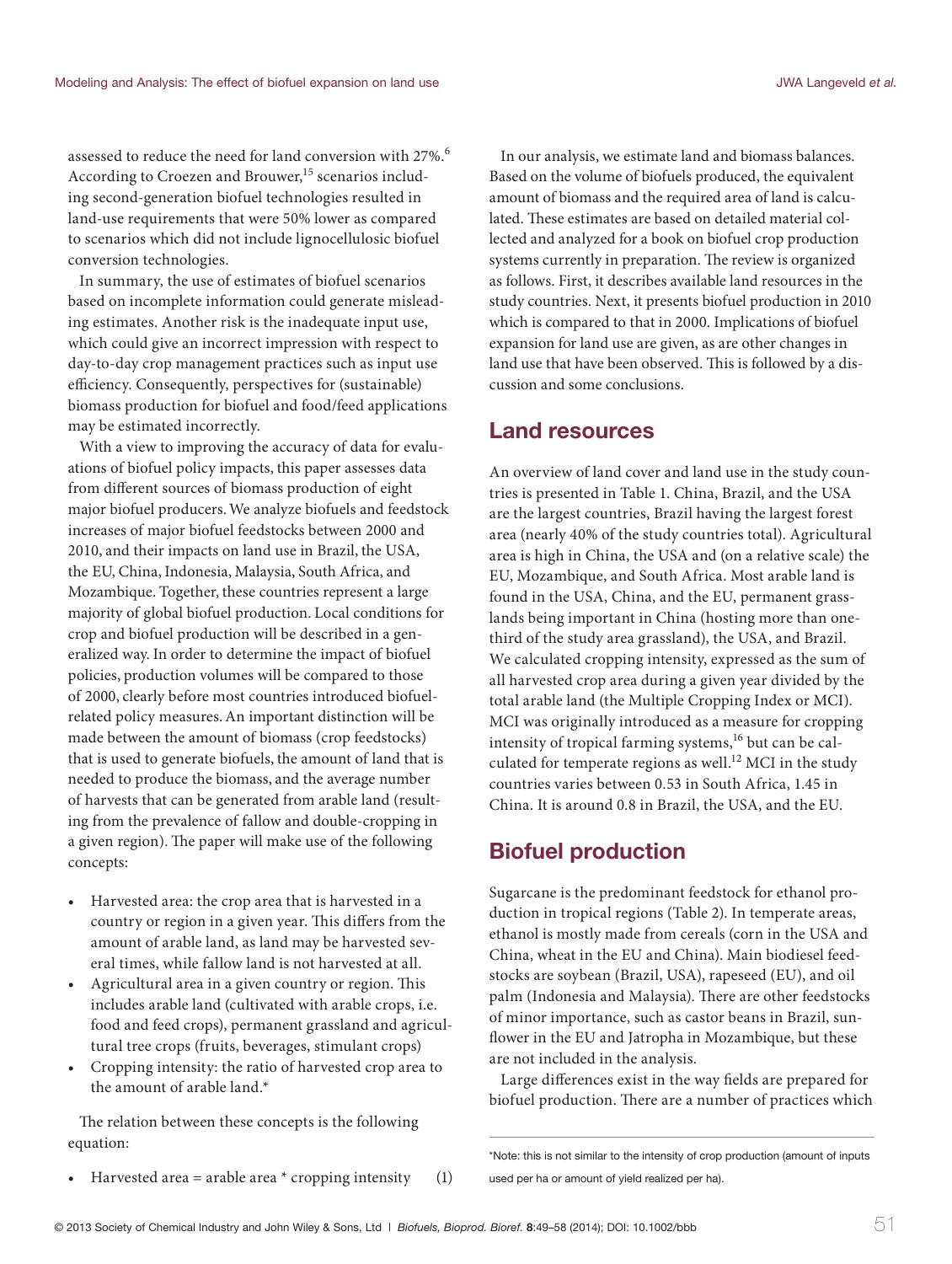assessed to reduce the need for land conversion with 27%.[6] According to Croezen and Brouwer,[15] scenarios including second-generation biofuel technologies resulted in land-use requirements that were 50% lower as compared to scenarios which did not include lignocellulosic biofuel conversion technologies.

In summary, the use of estimates of biofuel scenarios based on incomplete information could generate misleading estimates. Another risk is the inadequate input use, which could give an incorrect impression with respect to day-to-day crop management practices such as input use efficiency. Consequently, perspectives for (sustainable) biomass production for biofuel and food/feed applications may be estimated incorrectly.

With a view to improving the accuracy of data for evaluations of biofuel policy impacts, this paper assesses data from different sources of biomass production of eight major biofuel producers. We analyze biofuels and feedstock increases of major biofuel feedstocks between 2000 and 2010, and their impacts on land use in Brazil, the USA, the EU, China, Indonesia, Malaysia, South Africa, and Mozambique. Together, these countries represent a large majority of global biofuel production. Local conditions for crop and biofuel production will be described in a generalized way. In order to determine the impact of biofuel policies, production volumes will be compared to those of 2000, clearly before most countries introduced biofuel-related policy measures. An important distinction will be made between the amount of biomass (crop feedstocks) that is used to generate biofuels, the amount of land that is needed to produce the biomass, and the average number of harvests that can be generated from arable land (resulting from the prevalence of fallow and double-cropping in a given region). The paper will make use of the following concepts:

- Harvested area: the crop area that is harvested in a country or region in a given year. This differs from the amount of arable land, as land may be harvested several times, while fallow land is not harvested at all.
- Agricultural area in a given country or region. This includes arable land (cultivated with arable crops, i.e. food and feed crops), permanent grassland and agricultural tree crops (fruits, beverages, stimulant crops)
- Cropping intensity: the ratio of harvested crop area to the amount of arable land.*

The relation between these concepts is the following equation:

- Harvested area = arable area * cropping intensity (1)

In our analysis, we estimate land and biomass balances. Based on the volume of biofuels produced, the equivalent amount of biomass and the required area of land is calculated. These estimates are based on detailed material collected and analyzed for a book on biofuel crop production systems currently in preparation. The review is organized as follows. First, it describes available land resources in the study countries. Next, it presents biofuel production in 2010 which is compared to that in 2000. Implications of biofuel expansion for land use are given, as are other changes in land use that have been observed. This is followed by a discussion and some conclusions.

## Land resources

An overview of land cover and land use in the study countries is presented in Table 1. China, Brazil, and the USA are the largest countries, Brazil having the largest forest area (nearly 40% of the study countries total). Agricultural area is high in China, the USA and (on a relative scale) the EU, Mozambique, and South Africa. Most arable land is found in the USA, China, and the EU, permanent grasslands being important in China (hosting more than one-third of the study area grassland), the USA, and Brazil. We calculated cropping intensity, expressed as the sum of all harvested crop area during a given year divided by the total arable land (the Multiple Cropping Index or MCI). MCI was originally introduced as a measure for cropping intensity of tropical farming systems,[16] but can be calculated for temperate regions as well.[12] MCI in the study countries varies between 0.53 in South Africa, 1.45 in China. It is around 0.8 in Brazil, the USA, and the EU.

## Biofuel production

Sugarcane is the predominant feedstock for ethanol production in tropical regions (Table 2). In temperate areas, ethanol is mostly made from cereals (corn in the USA and China, wheat in the EU and China). Main biodiesel feedstocks are soybean (Brazil, USA), rapeseed (EU), and oil palm (Indonesia and Malaysia). There are other feedstocks of minor importance, such as castor beans in Brazil, sunflower in the EU and Jatropha in Mozambique, but these are not included in the analysis.

Large differences exist in the way fields are prepared for biofuel production. There are a number of practices which

*Note: this is not similar to the intensity of crop production (amount of inputs used per ha or amount of yield realized per ha).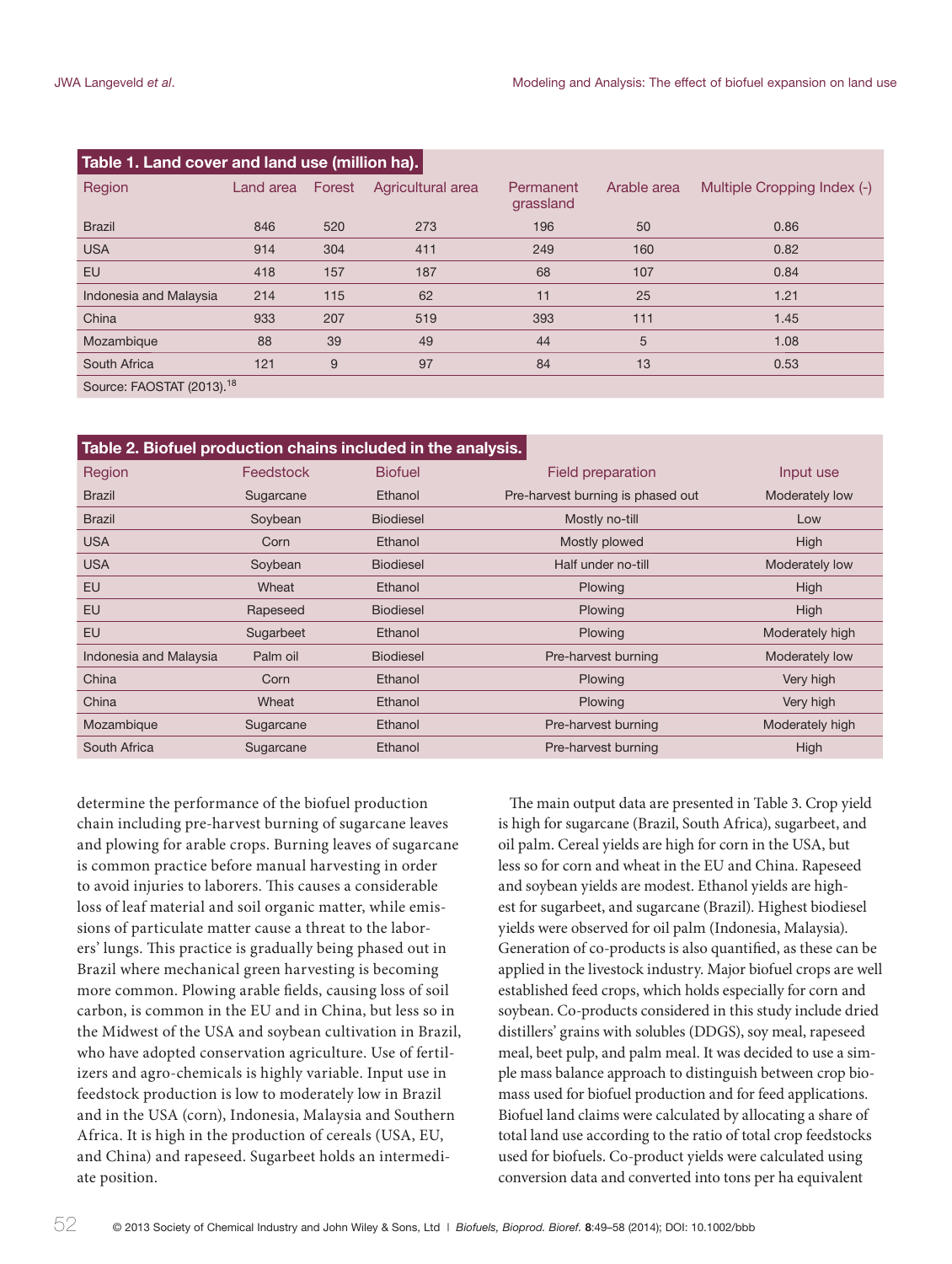**Table 1. Land cover and land use (million ha).**

| Region | Land area | Forest | Agricultural area | Permanent grassland | Arable area | Multiple Cropping Index (-) |
|---|---|---|---|---|---|---|
| Brazil | 846 | 520 | 273 | 196 | 50 | 0.86 |
| USA | 914 | 304 | 411 | 249 | 160 | 0.82 |
| EU | 418 | 157 | 187 | 68 | 107 | 0.84 |
| Indonesia and Malaysia | 214 | 115 | 62 | 11 | 25 | 1.21 |
| China | 933 | 207 | 519 | 393 | 111 | 1.45 |
| Mozambique | 88 | 39 | 49 | 44 | 5 | 1.08 |
| South Africa | 121 | 9 | 97 | 84 | 13 | 0.53 |

Source: FAOSTAT (2013).[18]

**Table 2. Biofuel production chains included in the analysis.**

| Region | Feedstock | Biofuel | Field preparation | Input use |
|---|---|---|---|---|
| Brazil | Sugarcane | Ethanol | Pre-harvest burning is phased out | Moderately low |
| Brazil | Soybean | Biodiesel | Mostly no-till | Low |
| USA | Corn | Ethanol | Mostly plowed | High |
| USA | Soybean | Biodiesel | Half under no-till | Moderately low |
| EU | Wheat | Ethanol | Plowing | High |
| EU | Rapeseed | Biodiesel | Plowing | High |
| EU | Sugarbeet | Ethanol | Plowing | Moderately high |
| Indonesia and Malaysia | Palm oil | Biodiesel | Pre-harvest burning | Moderately low |
| China | Corn | Ethanol | Plowing | Very high |
| China | Wheat | Ethanol | Plowing | Very high |
| Mozambique | Sugarcane | Ethanol | Pre-harvest burning | Moderately high |
| South Africa | Sugarcane | Ethanol | Pre-harvest burning | High |

determine the performance of the biofuel production chain including pre-harvest burning of sugarcane leaves and plowing for arable crops. Burning leaves of sugarcane is common practice before manual harvesting in order to avoid injuries to laborers. This causes a considerable loss of leaf material and soil organic matter, while emissions of particulate matter cause a threat to the laborers' lungs. This practice is gradually being phased out in Brazil where mechanical green harvesting is becoming more common. Plowing arable fields, causing loss of soil carbon, is common in the EU and in China, but less so in the Midwest of the USA and soybean cultivation in Brazil, who have adopted conservation agriculture. Use of fertilizers and agro-chemicals is highly variable. Input use in feedstock production is low to moderately low in Brazil and in the USA (corn), Indonesia, Malaysia and Southern Africa. It is high in the production of cereals (USA, EU, and China) and rapeseed. Sugarbeet holds an intermediate position.

The main output data are presented in Table 3. Crop yield is high for sugarcane (Brazil, South Africa), sugarbeet, and oil palm. Cereal yields are high for corn in the USA, but less so for corn and wheat in the EU and China. Rapeseed and soybean yields are modest. Ethanol yields are highest for sugarbeet, and sugarcane (Brazil). Highest biodiesel yields were observed for oil palm (Indonesia, Malaysia). Generation of co-products is also quantified, as these can be applied in the livestock industry. Major biofuel crops are well established feed crops, which holds especially for corn and soybean. Co-products considered in this study include dried distillers' grains with solubles (DDGS), soy meal, rapeseed meal, beet pulp, and palm meal. It was decided to use a simple mass balance approach to distinguish between crop biomass used for biofuel production and for feed applications. Biofuel land claims were calculated by allocating a share of total land use according to the ratio of total crop feedstocks used for biofuels. Co-product yields were calculated using conversion data and converted into tons per ha equivalent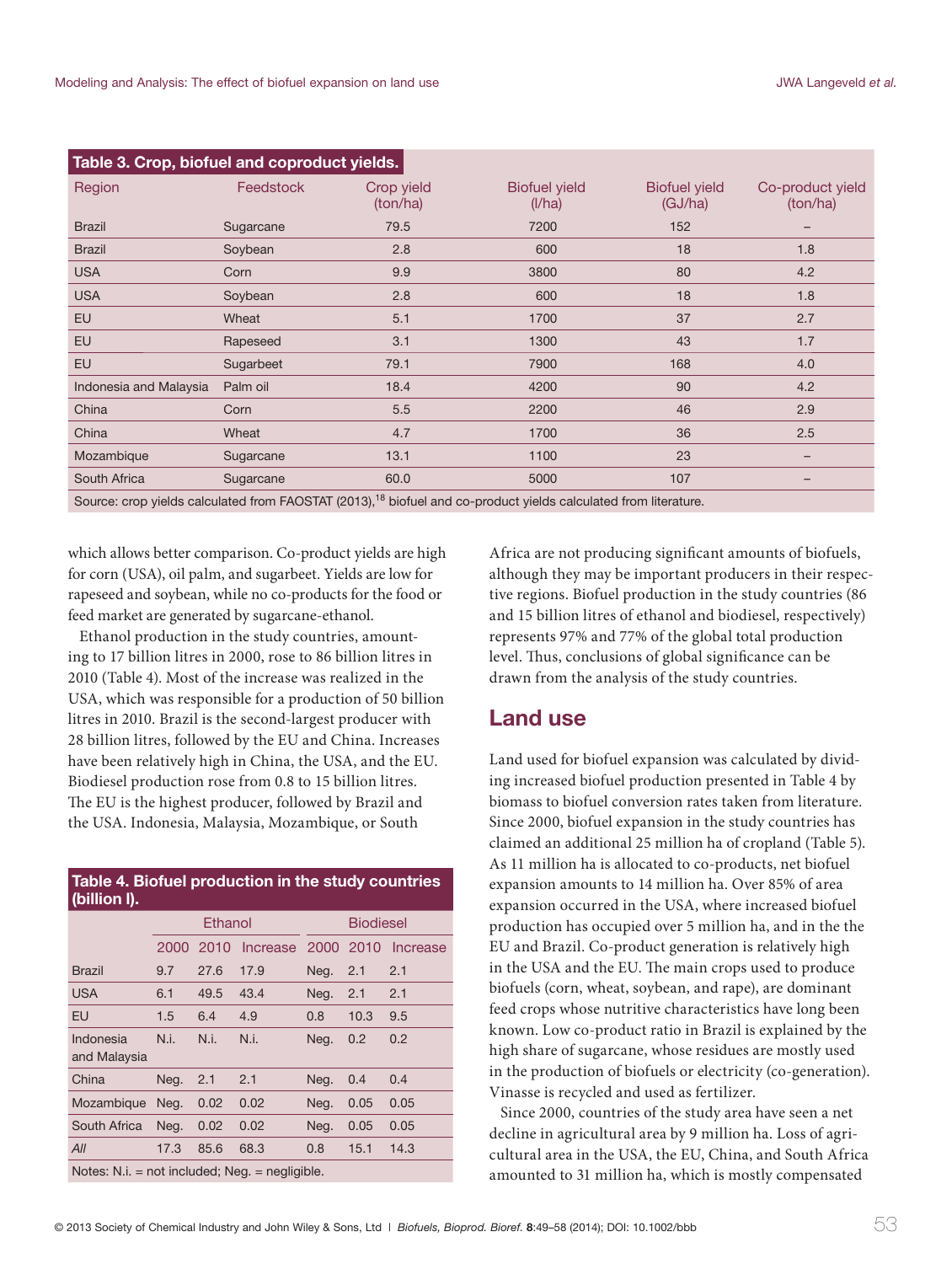**Table 3. Crop, biofuel and coproduct yields.**

| Region | Feedstock | Crop yield (ton/ha) | Biofuel yield (l/ha) | Biofuel yield (GJ/ha) | Co-product yield (ton/ha) |
|---|---|---|---|---|---|
| Brazil | Sugarcane | 79.5 | 7200 | 152 | – |
| Brazil | Soybean | 2.8 | 600 | 18 | 1.8 |
| USA | Corn | 9.9 | 3800 | 80 | 4.2 |
| USA | Soybean | 2.8 | 600 | 18 | 1.8 |
| EU | Wheat | 5.1 | 1700 | 37 | 2.7 |
| EU | Rapeseed | 3.1 | 1300 | 43 | 1.7 |
| EU | Sugarbeet | 79.1 | 7900 | 168 | 4.0 |
| Indonesia and Malaysia | Palm oil | 18.4 | 4200 | 90 | 4.2 |
| China | Corn | 5.5 | 2200 | 46 | 2.9 |
| China | Wheat | 4.7 | 1700 | 36 | 2.5 |
| Mozambique | Sugarcane | 13.1 | 1100 | 23 | – |
| South Africa | Sugarcane | 60.0 | 5000 | 107 | – |

Source: crop yields calculated from FAOSTAT (2013),[18] biofuel and co-product yields calculated from literature.

which allows better comparison. Co-product yields are high for corn (USA), oil palm, and sugarbeet. Yields are low for rapeseed and soybean, while no co-products for the food or feed market are generated by sugarcane-ethanol.

Ethanol production in the study countries, amounting to 17 billion litres in 2000, rose to 86 billion litres in 2010 (Table 4). Most of the increase was realized in the USA, which was responsible for a production of 50 billion litres in 2010. Brazil is the second-largest producer with 28 billion litres, followed by the EU and China. Increases have been relatively high in China, the USA, and the EU. Biodiesel production rose from 0.8 to 15 billion litres. The EU is the highest producer, followed by Brazil and the USA. Indonesia, Malaysia, Mozambique, or South Africa are not producing significant amounts of biofuels, although they may be important producers in their respective regions. Biofuel production in the study countries (86 and 15 billion litres of ethanol and biodiesel, respectively) represents 97% and 77% of the global total production level. Thus, conclusions of global significance can be drawn from the analysis of the study countries.

**Table 4. Biofuel production in the study countries (billion l).**

| | Ethanol | | | Biodiesel | | |
|---|---|---|---|---|---|---|
| | 2000 | 2010 | Increase | 2000 | 2010 | Increase |
| Brazil | 9.7 | 27.6 | 17.9 | Neg. | 2.1 | 2.1 |
| USA | 6.1 | 49.5 | 43.4 | Neg. | 2.1 | 2.1 |
| EU | 1.5 | 6.4 | 4.9 | 0.8 | 10.3 | 9.5 |
| Indonesia and Malaysia | N.i. | N.i. | N.i. | Neg. | 0.2 | 0.2 |
| China | Neg. | 2.1 | 2.1 | Neg. | 0.4 | 0.4 |
| Mozambique | Neg. | 0.02 | 0.02 | Neg. | 0.05 | 0.05 |
| South Africa | Neg. | 0.02 | 0.02 | Neg. | 0.05 | 0.05 |
| *All* | 17.3 | 85.6 | 68.3 | 0.8 | 15.1 | 14.3 |

Notes: N.i. = not included; Neg. = negligible.

## Land use

Land used for biofuel expansion was calculated by dividing increased biofuel production presented in Table 4 by biomass to biofuel conversion rates taken from literature. Since 2000, biofuel expansion in the study countries has claimed an additional 25 million ha of cropland (Table 5). As 11 million ha is allocated to co-products, net biofuel expansion amounts to 14 million ha. Over 85% of area expansion occurred in the USA, where increased biofuel production has occupied over 5 million ha, and in the the EU and Brazil. Co-product generation is relatively high in the USA and the EU. The main crops used to produce biofuels (corn, wheat, soybean, and rape), are dominant feed crops whose nutritive characteristics have long been known. Low co-product ratio in Brazil is explained by the high share of sugarcane, whose residues are mostly used in the production of biofuels or electricity (co-generation). Vinasse is recycled and used as fertilizer.

Since 2000, countries of the study area have seen a net decline in agricultural area by 9 million ha. Loss of agricultural area in the USA, the EU, China, and South Africa amounted to 31 million ha, which is mostly compensated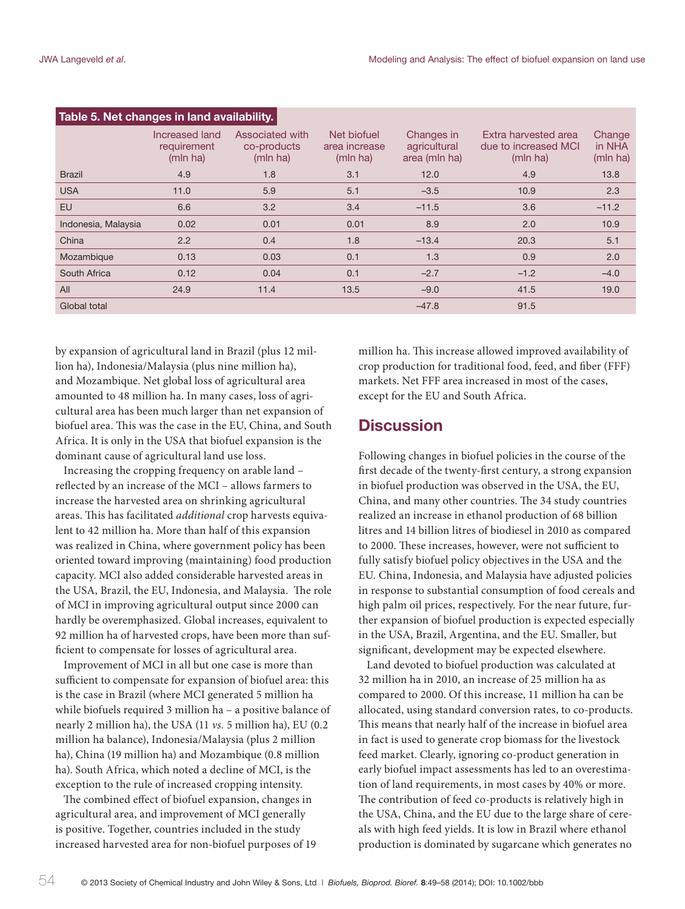**Table 5. Net changes in land availability.**

| | Increased land requirement (mln ha) | Associated with co-products (mln ha) | Net biofuel area increase (mln ha) | Changes in agricultural area (mln ha) | Extra harvested area due to increased MCI (mln ha) | Change in NHA (mln ha) |
|---|---|---|---|---|---|---|
| Brazil | 4.9 | 1.8 | 3.1 | 12.0 | 4.9 | 13.8 |
| USA | 11.0 | 5.9 | 5.1 | –3.5 | 10.9 | 2.3 |
| EU | 6.6 | 3.2 | 3.4 | –11.5 | 3.6 | –11.2 |
| Indonesia, Malaysia | 0.02 | 0.01 | 0.01 | 8.9 | 2.0 | 10.9 |
| China | 2.2 | 0.4 | 1.8 | –13.4 | 20.3 | 5.1 |
| Mozambique | 0.13 | 0.03 | 0.1 | 1.3 | 0.9 | 2.0 |
| South Africa | 0.12 | 0.04 | 0.1 | –2.7 | –1.2 | –4.0 |
| All | 24.9 | 11.4 | 13.5 | –9.0 | 41.5 | 19.0 |
| Global total | | | | –47.8 | 91.5 | |

by expansion of agricultural land in Brazil (plus 12 million ha), Indonesia/Malaysia (plus nine million ha), and Mozambique. Net global loss of agricultural area amounted to 48 million ha. In many cases, loss of agricultural area has been much larger than net expansion of biofuel area. This was the case in the EU, China, and South Africa. It is only in the USA that biofuel expansion is the dominant cause of agricultural land use loss.

Increasing the cropping frequency on arable land – reflected by an increase of the MCI – allows farmers to increase the harvested area on shrinking agricultural areas. This has facilitated *additional* crop harvests equivalent to 42 million ha. More than half of this expansion was realized in China, where government policy has been oriented toward improving (maintaining) food production capacity. MCI also added considerable harvested areas in the USA, Brazil, the EU, Indonesia, and Malaysia. The role of MCI in improving agricultural output since 2000 can hardly be overemphasized. Global increases, equivalent to 92 million ha of harvested crops, have been more than sufficient to compensate for losses of agricultural area.

Improvement of MCI in all but one case is more than sufficient to compensate for expansion of biofuel area: this is the case in Brazil (where MCI generated 5 million ha while biofuels required 3 million ha – a positive balance of nearly 2 million ha), the USA (11 *vs.* 5 million ha), EU (0.2 million ha balance), Indonesia/Malaysia (plus 2 million ha), China (19 million ha) and Mozambique (0.8 million ha). South Africa, which noted a decline of MCI, is the exception to the rule of increased cropping intensity.

The combined effect of biofuel expansion, changes in agricultural area, and improvement of MCI generally is positive. Together, countries included in the study increased harvested area for non-biofuel purposes of 19 million ha. This increase allowed improved availability of crop production for traditional food, feed, and fiber (FFF) markets. Net FFF area increased in most of the cases, except for the EU and South Africa.

## Discussion

Following changes in biofuel policies in the course of the first decade of the twenty-first century, a strong expansion in biofuel production was observed in the USA, the EU, China, and many other countries. The 34 study countries realized an increase in ethanol production of 68 billion litres and 14 billion litres of biodiesel in 2010 as compared to 2000. These increases, however, were not sufficient to fully satisfy biofuel policy objectives in the USA and the EU. China, Indonesia, and Malaysia have adjusted policies in response to substantial consumption of food cereals and high palm oil prices, respectively. For the near future, further expansion of biofuel production is expected especially in the USA, Brazil, Argentina, and the EU. Smaller, but significant, development may be expected elsewhere.

Land devoted to biofuel production was calculated at 32 million ha in 2010, an increase of 25 million ha as compared to 2000. Of this increase, 11 million ha can be allocated, using standard conversion rates, to co-products. This means that nearly half of the increase in biofuel area in fact is used to generate crop biomass for the livestock feed market. Clearly, ignoring co-product generation in early biofuel impact assessments has led to an overestimation of land requirements, in most cases by 40% or more. The contribution of feed co-products is relatively high in the USA, China, and the EU due to the large share of cereals with high feed yields. It is low in Brazil where ethanol production is dominated by sugarcane which generates no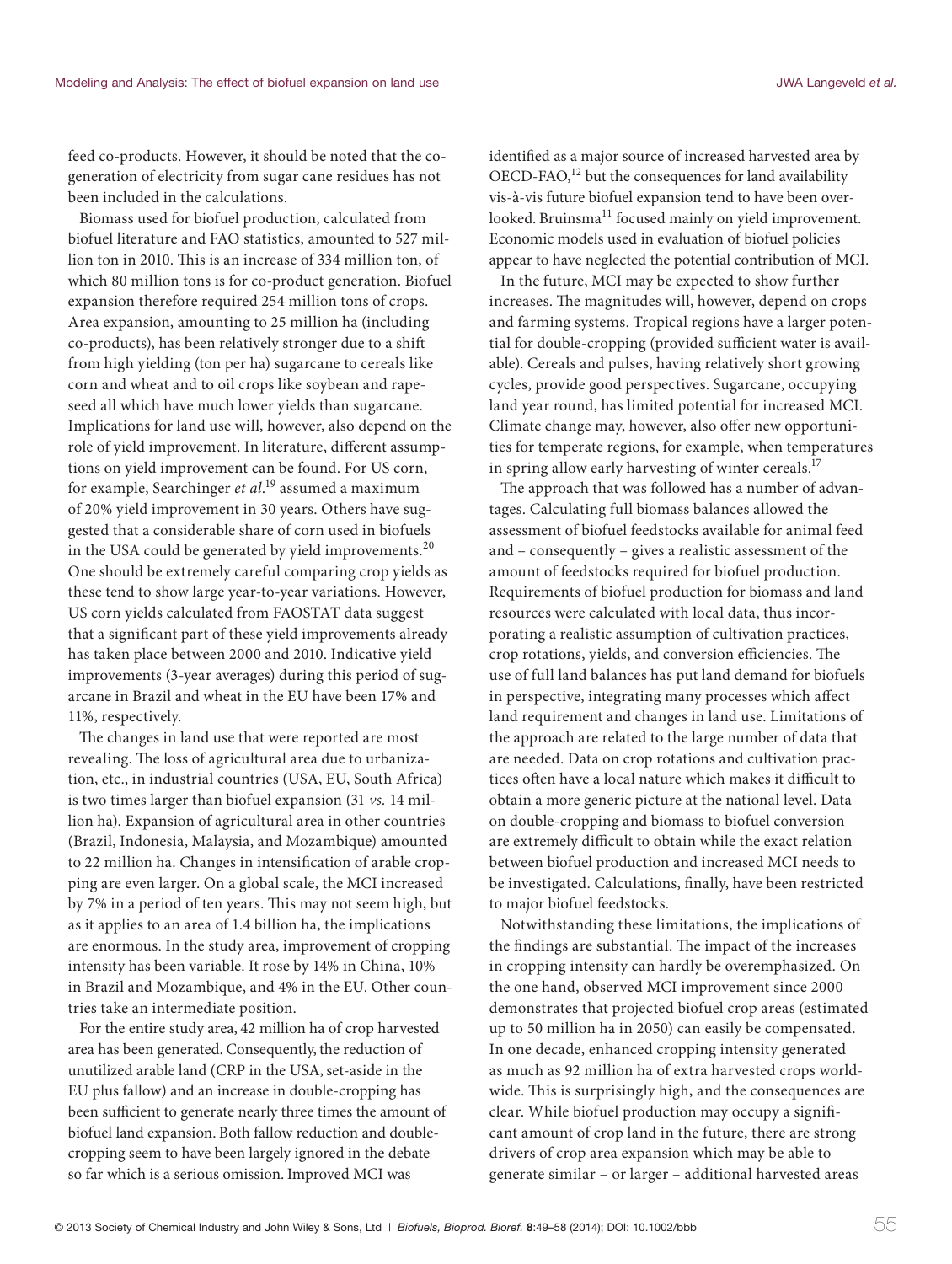feed co-products. However, it should be noted that the co-generation of electricity from sugar cane residues has not been included in the calculations.

Biomass used for biofuel production, calculated from biofuel literature and FAO statistics, amounted to 527 million ton in 2010. This is an increase of 334 million ton, of which 80 million tons is for co-product generation. Biofuel expansion therefore required 254 million tons of crops. Area expansion, amounting to 25 million ha (including co-products), has been relatively stronger due to a shift from high yielding (ton per ha) sugarcane to cereals like corn and wheat and to oil crops like soybean and rapeseed all which have much lower yields than sugarcane. Implications for land use will, however, also depend on the role of yield improvement. In literature, different assumptions on yield improvement can be found. For US corn, for example, Searchinger *et al*.[19] assumed a maximum of 20% yield improvement in 30 years. Others have suggested that a considerable share of corn used in biofuels in the USA could be generated by yield improvements.[20] One should be extremely careful comparing crop yields as these tend to show large year-to-year variations. However, US corn yields calculated from FAOSTAT data suggest that a significant part of these yield improvements already has taken place between 2000 and 2010. Indicative yield improvements (3-year averages) during this period of sugarcane in Brazil and wheat in the EU have been 17% and 11%, respectively.

The changes in land use that were reported are most revealing. The loss of agricultural area due to urbanization, etc., in industrial countries (USA, EU, South Africa) is two times larger than biofuel expansion (31 *vs.* 14 million ha). Expansion of agricultural area in other countries (Brazil, Indonesia, Malaysia, and Mozambique) amounted to 22 million ha. Changes in intensification of arable cropping are even larger. On a global scale, the MCI increased by 7% in a period of ten years. This may not seem high, but as it applies to an area of 1.4 billion ha, the implications are enormous. In the study area, improvement of cropping intensity has been variable. It rose by 14% in China, 10% in Brazil and Mozambique, and 4% in the EU. Other countries take an intermediate position.

For the entire study area, 42 million ha of crop harvested area has been generated. Consequently, the reduction of unutilized arable land (CRP in the USA, set-aside in the EU plus fallow) and an increase in double-cropping has been sufficient to generate nearly three times the amount of biofuel land expansion. Both fallow reduction and double-cropping seem to have been largely ignored in the debate so far which is a serious omission. Improved MCI was identified as a major source of increased harvested area by OECD-FAO,[12] but the consequences for land availability vis-à-vis future biofuel expansion tend to have been overlooked. Bruinsma[11] focused mainly on yield improvement. Economic models used in evaluation of biofuel policies appear to have neglected the potential contribution of MCI.

In the future, MCI may be expected to show further increases. The magnitudes will, however, depend on crops and farming systems. Tropical regions have a larger potential for double-cropping (provided sufficient water is available). Cereals and pulses, having relatively short growing cycles, provide good perspectives. Sugarcane, occupying land year round, has limited potential for increased MCI. Climate change may, however, also offer new opportunities for temperate regions, for example, when temperatures in spring allow early harvesting of winter cereals.[17]

The approach that was followed has a number of advantages. Calculating full biomass balances allowed the assessment of biofuel feedstocks available for animal feed and – consequently – gives a realistic assessment of the amount of feedstocks required for biofuel production. Requirements of biofuel production for biomass and land resources were calculated with local data, thus incorporating a realistic assumption of cultivation practices, crop rotations, yields, and conversion efficiencies. The use of full land balances has put land demand for biofuels in perspective, integrating many processes which affect land requirement and changes in land use. Limitations of the approach are related to the large number of data that are needed. Data on crop rotations and cultivation practices often have a local nature which makes it difficult to obtain a more generic picture at the national level. Data on double-cropping and biomass to biofuel conversion are extremely difficult to obtain while the exact relation between biofuel production and increased MCI needs to be investigated. Calculations, finally, have been restricted to major biofuel feedstocks.

Notwithstanding these limitations, the implications of the findings are substantial. The impact of the increases in cropping intensity can hardly be overemphasized. On the one hand, observed MCI improvement since 2000 demonstrates that projected biofuel crop areas (estimated up to 50 million ha in 2050) can easily be compensated. In one decade, enhanced cropping intensity generated as much as 92 million ha of extra harvested crops worldwide. This is surprisingly high, and the consequences are clear. While biofuel production may occupy a significant amount of crop land in the future, there are strong drivers of crop area expansion which may be able to generate similar – or larger – additional harvested areas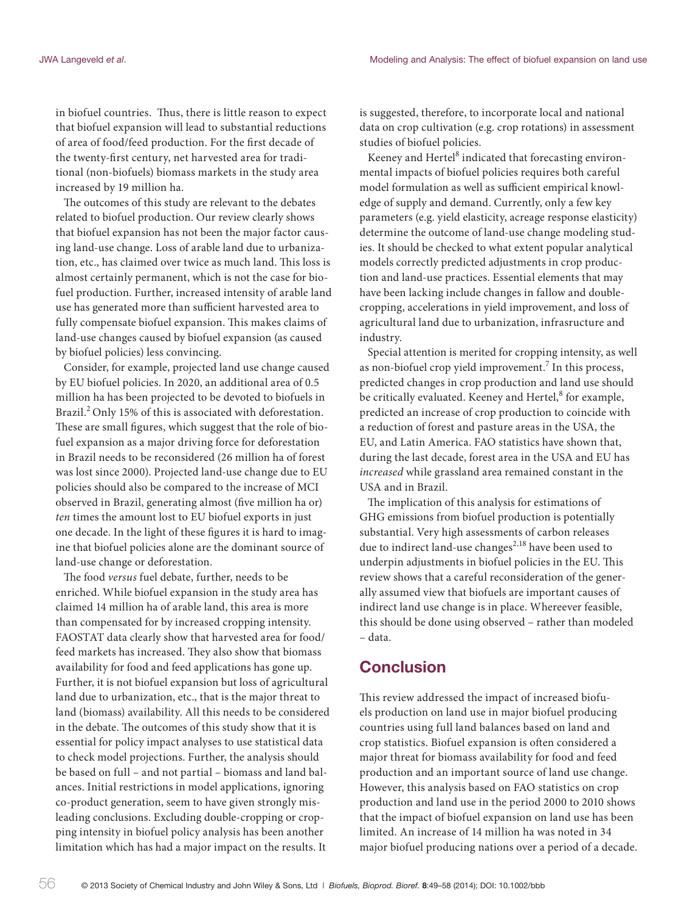in biofuel countries. Thus, there is little reason to expect that biofuel expansion will lead to substantial reductions of area of food/feed production. For the first decade of the twenty-first century, net harvested area for traditional (non-biofuels) biomass markets in the study area increased by 19 million ha.

The outcomes of this study are relevant to the debates related to biofuel production. Our review clearly shows that biofuel expansion has not been the major factor causing land-use change. Loss of arable land due to urbanization, etc., has claimed over twice as much land. This loss is almost certainly permanent, which is not the case for biofuel production. Further, increased intensity of arable land use has generated more than sufficient harvested area to fully compensate biofuel expansion. This makes claims of land-use changes caused by biofuel expansion (as caused by biofuel policies) less convincing.

Consider, for example, projected land use change caused by EU biofuel policies. In 2020, an additional area of 0.5 million ha has been projected to be devoted to biofuels in Brazil.[2] Only 15% of this is associated with deforestation. These are small figures, which suggest that the role of biofuel expansion as a major driving force for deforestation in Brazil needs to be reconsidered (26 million ha of forest was lost since 2000). Projected land-use change due to EU policies should also be compared to the increase of MCI observed in Brazil, generating almost (five million ha or) *ten* times the amount lost to EU biofuel exports in just one decade. In the light of these figures it is hard to imagine that biofuel policies alone are the dominant source of land-use change or deforestation.

The food *versus* fuel debate, further, needs to be enriched. While biofuel expansion in the study area has claimed 14 million ha of arable land, this area is more than compensated for by increased cropping intensity. FAOSTAT data clearly show that harvested area for food/feed markets has increased. They also show that biomass availability for food and feed applications has gone up. Further, it is not biofuel expansion but loss of agricultural land due to urbanization, etc., that is the major threat to land (biomass) availability. All this needs to be considered in the debate. The outcomes of this study show that it is essential for policy impact analyses to use statistical data to check model projections. Further, the analysis should be based on full – and not partial – biomass and land balances. Initial restrictions in model applications, ignoring co-product generation, seem to have given strongly misleading conclusions. Excluding double-cropping or cropping intensity in biofuel policy analysis has been another limitation which has had a major impact on the results. It is suggested, therefore, to incorporate local and national data on crop cultivation (e.g. crop rotations) in assessment studies of biofuel policies.

Keeney and Hertel[8] indicated that forecasting environmental impacts of biofuel policies requires both careful model formulation as well as sufficient empirical knowledge of supply and demand. Currently, only a few key parameters (e.g. yield elasticity, acreage response elasticity) determine the outcome of land-use change modeling studies. It should be checked to what extent popular analytical models correctly predicted adjustments in crop production and land-use practices. Essential elements that may have been lacking include changes in fallow and double-cropping, accelerations in yield improvement, and loss of agricultural land due to urbanization, infrasructure and industry.

Special attention is merited for cropping intensity, as well as non-biofuel crop yield improvement.[7] In this process, predicted changes in crop production and land use should be critically evaluated. Keeney and Hertel,[8] for example, predicted an increase of crop production to coincide with a reduction of forest and pasture areas in the USA, the EU, and Latin America. FAO statistics have shown that, during the last decade, forest area in the USA and EU has *increased* while grassland area remained constant in the USA and in Brazil.

The implication of this analysis for estimations of GHG emissions from biofuel production is potentially substantial. Very high assessments of carbon releases due to indirect land-use changes[2,18] have been used to underpin adjustments in biofuel policies in the EU. This review shows that a careful reconsideration of the generally assumed view that biofuels are important causes of indirect land use change is in place. Whereever feasible, this should be done using observed – rather than modeled – data.

## Conclusion

This review addressed the impact of increased biofuels production on land use in major biofuel producing countries using full land balances based on land and crop statistics. Biofuel expansion is often considered a major threat for biomass availability for food and feed production and an important source of land use change. However, this analysis based on FAO statistics on crop production and land use in the period 2000 to 2010 shows that the impact of biofuel expansion on land use has been limited. An increase of 14 million ha was noted in 34 major biofuel producing nations over a period of a decade.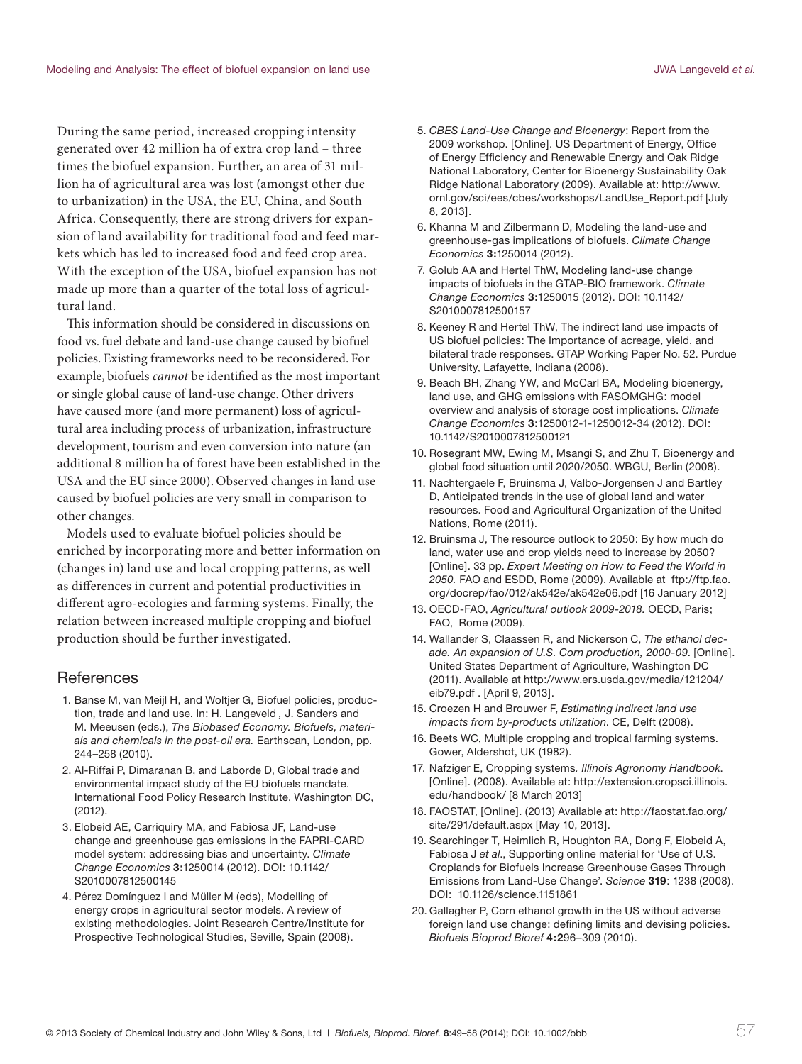During the same period, increased cropping intensity generated over 42 million ha of extra crop land – three times the biofuel expansion. Further, an area of 31 million ha of agricultural area was lost (amongst other due to urbanization) in the USA, the EU, China, and South Africa. Consequently, there are strong drivers for expansion of land availability for traditional food and feed markets which has led to increased food and feed crop area. With the exception of the USA, biofuel expansion has not made up more than a quarter of the total loss of agricultural land.

This information should be considered in discussions on food vs. fuel debate and land-use change caused by biofuel policies. Existing frameworks need to be reconsidered. For example, biofuels *cannot* be identified as the most important or single global cause of land-use change. Other drivers have caused more (and more permanent) loss of agricultural area including process of urbanization, infrastructure development, tourism and even conversion into nature (an additional 8 million ha of forest have been established in the USA and the EU since 2000). Observed changes in land use caused by biofuel policies are very small in comparison to other changes.

Models used to evaluate biofuel policies should be enriched by incorporating more and better information on (changes in) land use and local cropping patterns, as well as differences in current and potential productivities in different agro-ecologies and farming systems. Finally, the relation between increased multiple cropping and biofuel production should be further investigated.

## References

1. Banse M, van Meijl H, and Woltjer G, Biofuel policies, production, trade and land use. In: H. Langeveld , J. Sanders and M. Meeusen (eds.), *The Biobased Economy. Biofuels, materials and chemicals in the post-oil era.* Earthscan, London, pp. 244–258 (2010).
2. Al-Riffai P, Dimaranan B, and Laborde D, Global trade and environmental impact study of the EU biofuels mandate. International Food Policy Research Institute, Washington DC, (2012).
3. Elobeid AE, Carriquiry MA, and Fabiosa JF, Land-use change and greenhouse gas emissions in the FAPRI-CARD model system: addressing bias and uncertainty. *Climate Change Economics* **3:**1250014 (2012). DOI: 10.1142/S2010007812500145
4. Pérez Domínguez I and Müller M (eds), Modelling of energy crops in agricultural sector models. A review of existing methodologies. Joint Research Centre/Institute for Prospective Technological Studies, Seville, Spain (2008).
5. *CBES Land-Use Change and Bioenergy*: Report from the 2009 workshop. [Online]. US Department of Energy, Office of Energy Efficiency and Renewable Energy and Oak Ridge National Laboratory, Center for Bioenergy Sustainability Oak Ridge National Laboratory (2009). Available at: http://www.ornl.gov/sci/ees/cbes/workshops/LandUse_Report.pdf [July 8, 2013].
6. Khanna M and Zilbermann D, Modeling the land-use and greenhouse-gas implications of biofuels. *Climate Change Economics* **3:**1250014 (2012).
7. Golub AA and Hertel ThW, Modeling land-use change impacts of biofuels in the GTAP-BIO framework. *Climate Change Economics* **3:**1250015 (2012). DOI: 10.1142/S2010007812500157
8. Keeney R and Hertel ThW, The indirect land use impacts of US biofuel policies: The Importance of acreage, yield, and bilateral trade responses. GTAP Working Paper No. 52. Purdue University, Lafayette, Indiana (2008).
9. Beach BH, Zhang YW, and McCarl BA, Modeling bioenergy, land use, and GHG emissions with FASOMGHG: model overview and analysis of storage cost implications. *Climate Change Economics* **3:**1250012-1-1250012-34 (2012). DOI: 10.1142/S2010007812500121
10. Rosegrant MW, Ewing M, Msangi S, and Zhu T, Bioenergy and global food situation until 2020/2050. WBGU, Berlin (2008).
11. Nachtergaele F, Bruinsma J, Valbo-Jorgensen J and Bartley D, Anticipated trends in the use of global land and water resources. Food and Agricultural Organization of the United Nations, Rome (2011).
12. Bruinsma J, The resource outlook to 2050: By how much do land, water use and crop yields need to increase by 2050? [Online]. 33 pp. *Expert Meeting on How to Feed the World in 2050.* FAO and ESDD, Rome (2009). Available at ftp://ftp.fao.org/docrep/fao/012/ak542e/ak542e06.pdf [16 January 2012]
13. OECD-FAO, *Agricultural outlook 2009-2018.* OECD, Paris; FAO, Rome (2009).
14. Wallander S, Claassen R, and Nickerson C, *The ethanol decade. An expansion of U.S. Corn production, 2000-09.* [Online]. United States Department of Agriculture, Washington DC (2011). Available at http://www.ers.usda.gov/media/121204/eib79.pdf . [April 9, 2013].
15. Croezen H and Brouwer F, *Estimating indirect land use impacts from by-products utilization.* CE, Delft (2008).
16. Beets WC, Multiple cropping and tropical farming systems. Gower, Aldershot, UK (1982).
17. Nafziger E, Cropping systems*. Illinois Agronomy Handbook.* [Online]. (2008). Available at: http://extension.cropsci.illinois.edu/handbook/ [8 March 2013]
18. FAOSTAT, [Online]. (2013) Available at: http://faostat.fao.org/site/291/default.aspx [May 10, 2013].
19. Searchinger T, Heimlich R, Houghton RA, Dong F, Elobeid A, Fabiosa J *et al*., Supporting online material for 'Use of U.S. Croplands for Biofuels Increase Greenhouse Gases Through Emissions from Land-Use Change'. *Science* **319**: 1238 (2008). DOI: 10.1126/science.1151861
20. Gallagher P, Corn ethanol growth in the US without adverse foreign land use change: defining limits and devising policies. *Biofuels Bioprod Bioref* **4:2**96–309 (2010).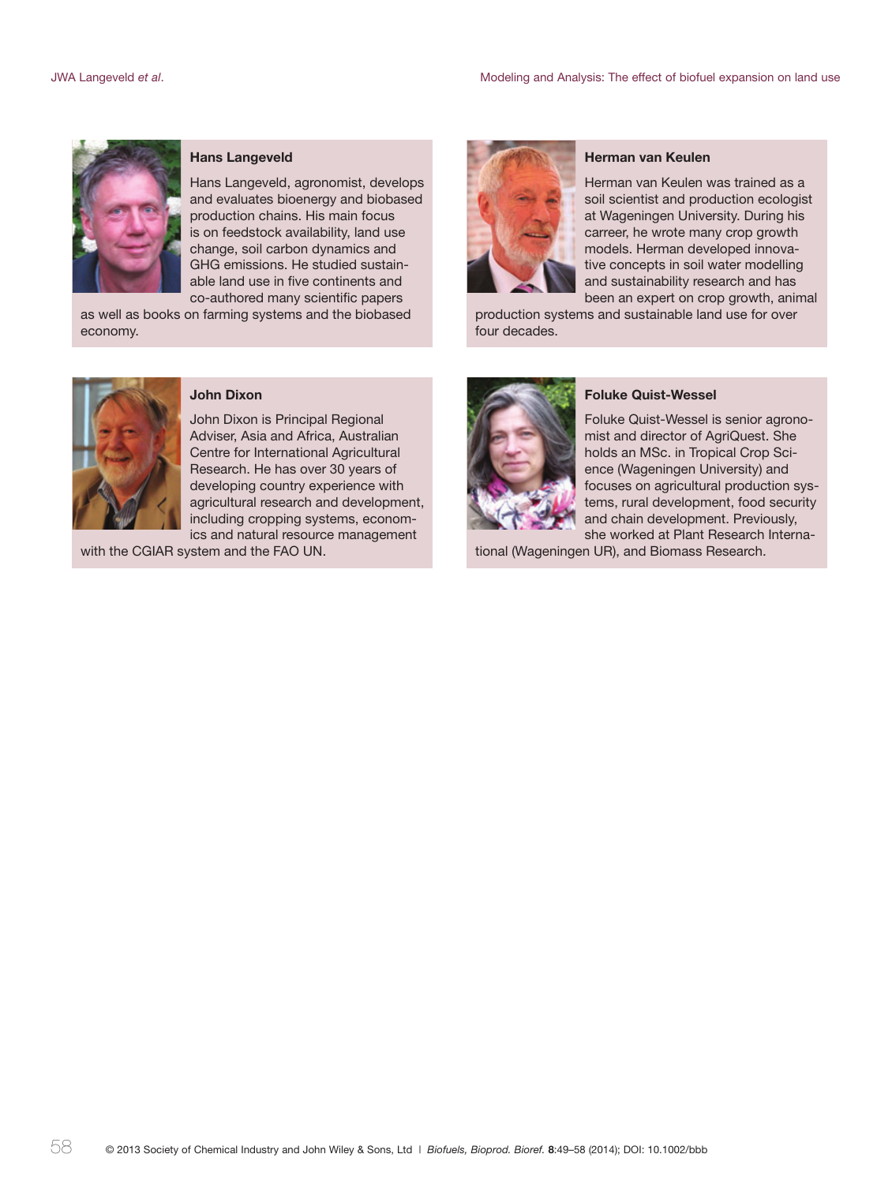**Hans Langeveld**

Hans Langeveld, agronomist, develops and evaluates bioenergy and biobased production chains. His main focus is on feedstock availability, land use change, soil carbon dynamics and GHG emissions. He studied sustainable land use in five continents and co-authored many scientific papers as well as books on farming systems and the biobased economy.

**Herman van Keulen**

Herman van Keulen was trained as a soil scientist and production ecologist at Wageningen University. During his career, he wrote many crop growth models. Herman developed innovative concepts in soil water modelling and sustainability research and has been an expert on crop growth, animal production systems and sustainable land use for over four decades.

**John Dixon**

John Dixon is Principal Regional Adviser, Asia and Africa, Australian Centre for International Agricultural Research. He has over 30 years of developing country experience with agricultural research and development, including cropping systems, economics and natural resource management with the CGIAR system and the FAO UN.

**Foluke Quist-Wessel**

Foluke Quist-Wessel is senior agronomist and director of AgriQuest. She holds an MSc. in Tropical Crop Science (Wageningen University) and focuses on agricultural production systems, rural development, food security and chain development. Previously, she worked at Plant Research International (Wageningen UR), and Biomass Research.